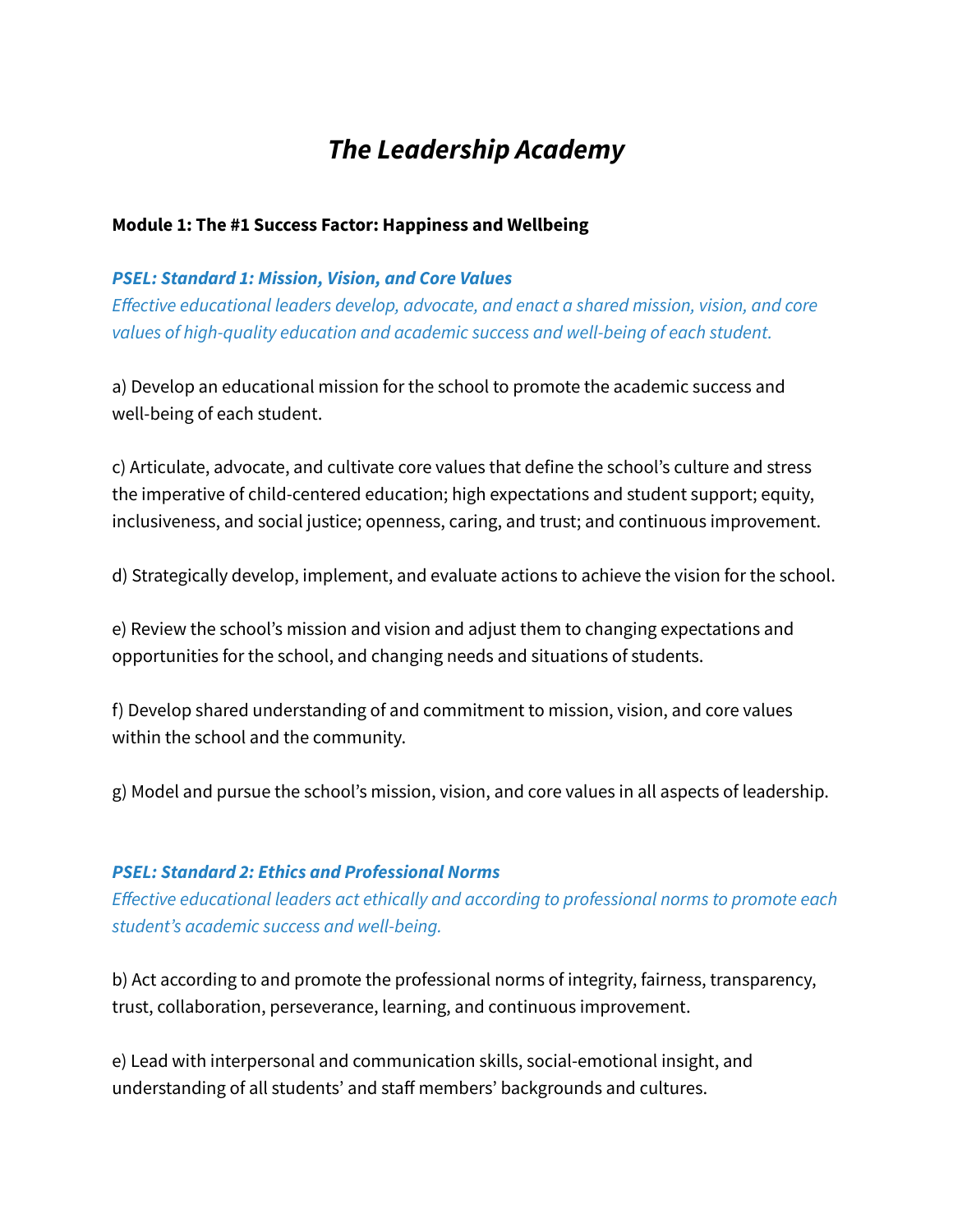# *The Leadership Academy*

**Module 1: The #1 Success Factor: Happiness and Wellbeing**

***PSEL: Standard 1: Mission, Vision, and Core Values***
*Effective educational leaders develop, advocate, and enact a shared mission, vision, and core values of high-quality education and academic success and well-being of each student.*

a) Develop an educational mission for the school to promote the academic success and well-being of each student.

c) Articulate, advocate, and cultivate core values that define the school's culture and stress the imperative of child-centered education; high expectations and student support; equity, inclusiveness, and social justice; openness, caring, and trust; and continuous improvement.

d) Strategically develop, implement, and evaluate actions to achieve the vision for the school.

e) Review the school's mission and vision and adjust them to changing expectations and opportunities for the school, and changing needs and situations of students.

f) Develop shared understanding of and commitment to mission, vision, and core values within the school and the community.

g) Model and pursue the school's mission, vision, and core values in all aspects of leadership.

***PSEL: Standard 2: Ethics and Professional Norms***
*Effective educational leaders act ethically and according to professional norms to promote each student's academic success and well-being.*

b) Act according to and promote the professional norms of integrity, fairness, transparency, trust, collaboration, perseverance, learning, and continuous improvement.

e) Lead with interpersonal and communication skills, social-emotional insight, and understanding of all students' and staff members' backgrounds and cultures.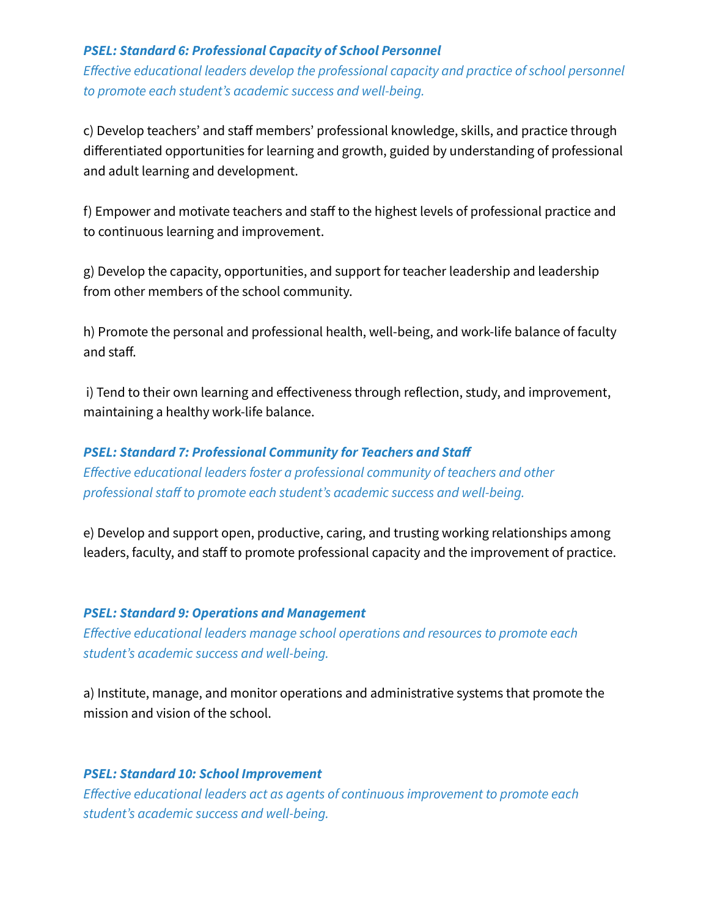***PSEL: Standard 6: Professional Capacity of School Personnel***

*Effective educational leaders develop the professional capacity and practice of school personnel to promote each student's academic success and well-being.*

c) Develop teachers' and staff members' professional knowledge, skills, and practice through differentiated opportunities for learning and growth, guided by understanding of professional and adult learning and development.

f) Empower and motivate teachers and staff to the highest levels of professional practice and to continuous learning and improvement.

g) Develop the capacity, opportunities, and support for teacher leadership and leadership from other members of the school community.

h) Promote the personal and professional health, well-being, and work-life balance of faculty and staff.

i) Tend to their own learning and effectiveness through reflection, study, and improvement, maintaining a healthy work-life balance.

***PSEL: Standard 7: Professional Community for Teachers and Staff***

*Effective educational leaders foster a professional community of teachers and other professional staff to promote each student's academic success and well-being.*

e) Develop and support open, productive, caring, and trusting working relationships among leaders, faculty, and staff to promote professional capacity and the improvement of practice.

***PSEL: Standard 9: Operations and Management***

*Effective educational leaders manage school operations and resources to promote each student's academic success and well-being.*

a) Institute, manage, and monitor operations and administrative systems that promote the mission and vision of the school.

***PSEL: Standard 10: School Improvement***

*Effective educational leaders act as agents of continuous improvement to promote each student's academic success and well-being.*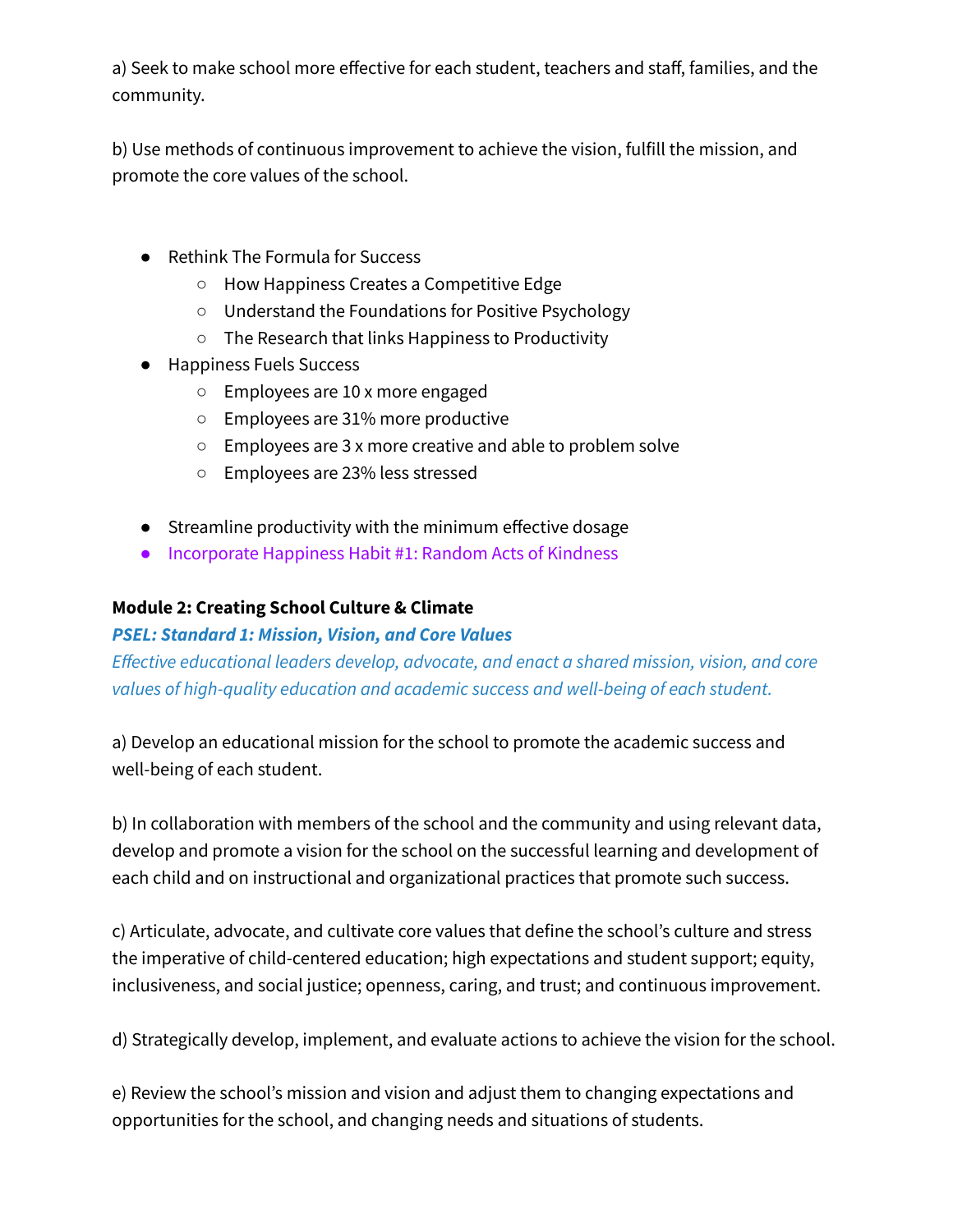a) Seek to make school more effective for each student, teachers and staff, families, and the community.

b) Use methods of continuous improvement to achieve the vision, fulfill the mission, and promote the core values of the school.

- Rethink The Formula for Success
  - How Happiness Creates a Competitive Edge
  - Understand the Foundations for Positive Psychology
  - The Research that links Happiness to Productivity
- Happiness Fuels Success
  - Employees are 10 x more engaged
  - Employees are 31% more productive
  - Employees are 3 x more creative and able to problem solve
  - Employees are 23% less stressed

- Streamline productivity with the minimum effective dosage
- Incorporate Happiness Habit #1: Random Acts of Kindness

**Module 2: Creating School Culture & Climate**

***PSEL: Standard 1: Mission, Vision, and Core Values***

*Effective educational leaders develop, advocate, and enact a shared mission, vision, and core values of high-quality education and academic success and well-being of each student.*

a) Develop an educational mission for the school to promote the academic success and well-being of each student.

b) In collaboration with members of the school and the community and using relevant data, develop and promote a vision for the school on the successful learning and development of each child and on instructional and organizational practices that promote such success.

c) Articulate, advocate, and cultivate core values that define the school's culture and stress the imperative of child-centered education; high expectations and student support; equity, inclusiveness, and social justice; openness, caring, and trust; and continuous improvement.

d) Strategically develop, implement, and evaluate actions to achieve the vision for the school.

e) Review the school's mission and vision and adjust them to changing expectations and opportunities for the school, and changing needs and situations of students.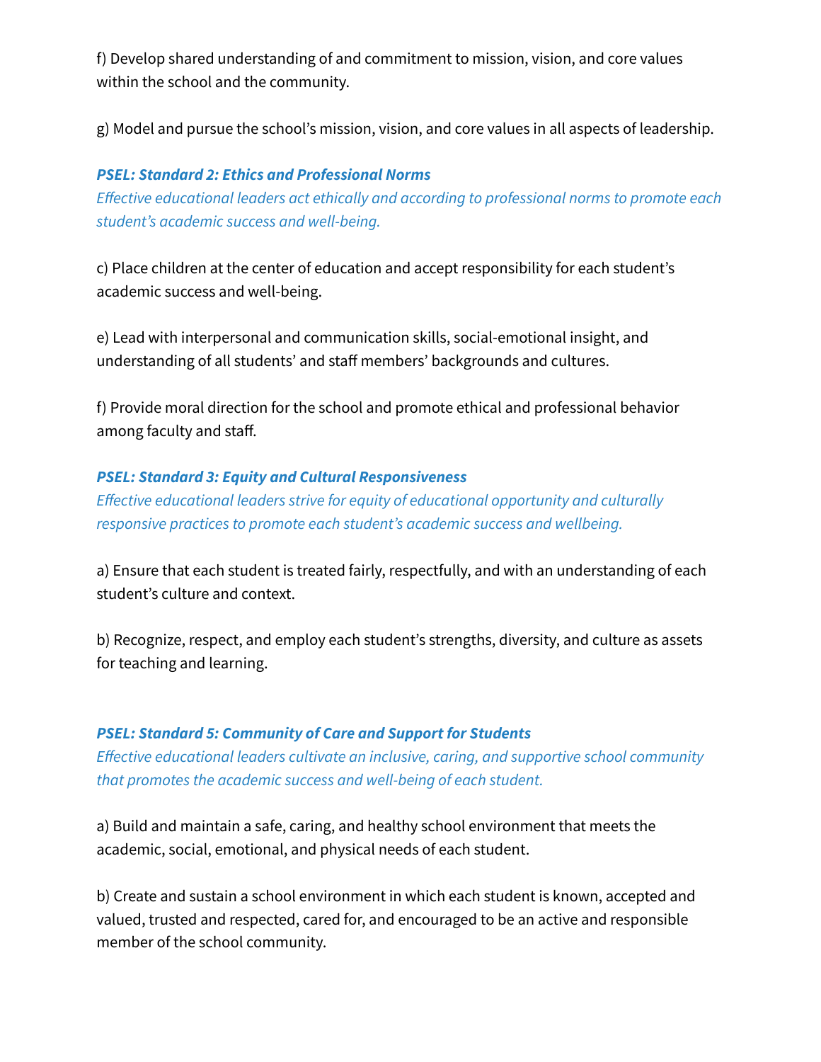f) Develop shared understanding of and commitment to mission, vision, and core values within the school and the community.

g) Model and pursue the school's mission, vision, and core values in all aspects of leadership.

***PSEL: Standard 2: Ethics and Professional Norms***
*Effective educational leaders act ethically and according to professional norms to promote each student's academic success and well-being.*

c) Place children at the center of education and accept responsibility for each student's academic success and well-being.

e) Lead with interpersonal and communication skills, social-emotional insight, and understanding of all students' and staff members' backgrounds and cultures.

f) Provide moral direction for the school and promote ethical and professional behavior among faculty and staff.

***PSEL: Standard 3: Equity and Cultural Responsiveness***
*Effective educational leaders strive for equity of educational opportunity and culturally responsive practices to promote each student's academic success and wellbeing.*

a) Ensure that each student is treated fairly, respectfully, and with an understanding of each student's culture and context.

b) Recognize, respect, and employ each student's strengths, diversity, and culture as assets for teaching and learning.

***PSEL: Standard 5: Community of Care and Support for Students***
*Effective educational leaders cultivate an inclusive, caring, and supportive school community that promotes the academic success and well-being of each student.*

a) Build and maintain a safe, caring, and healthy school environment that meets the academic, social, emotional, and physical needs of each student.

b) Create and sustain a school environment in which each student is known, accepted and valued, trusted and respected, cared for, and encouraged to be an active and responsible member of the school community.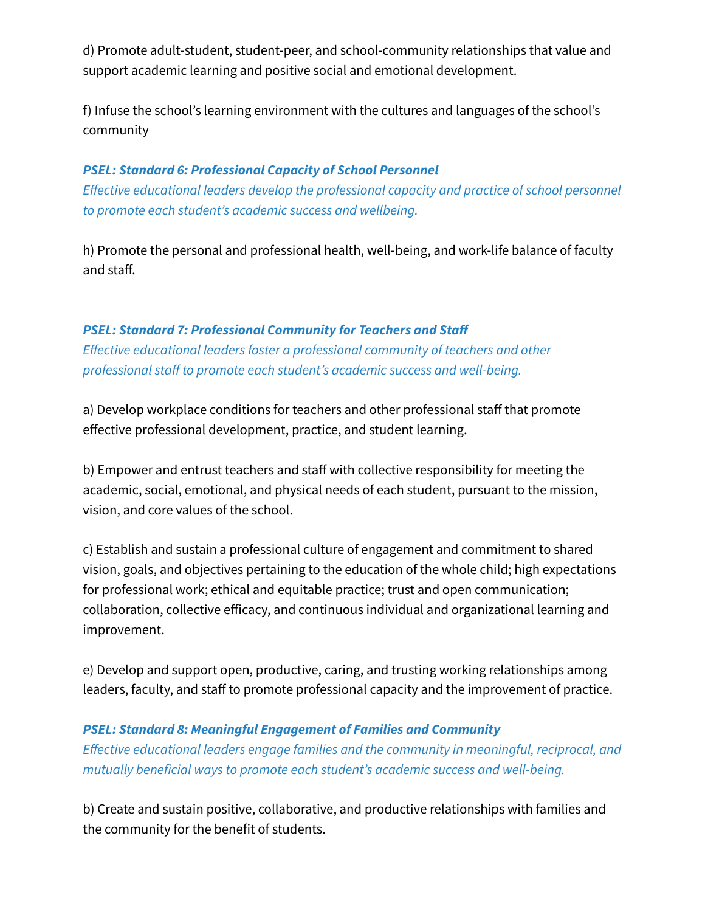d) Promote adult-student, student-peer, and school-community relationships that value and support academic learning and positive social and emotional development.

f) Infuse the school's learning environment with the cultures and languages of the school's community

***PSEL: Standard 6: Professional Capacity of School Personnel***

*Effective educational leaders develop the professional capacity and practice of school personnel to promote each student's academic success and wellbeing.*

h) Promote the personal and professional health, well-being, and work-life balance of faculty and staff.

***PSEL: Standard 7: Professional Community for Teachers and Staff***

*Effective educational leaders foster a professional community of teachers and other professional staff to promote each student's academic success and well-being.*

a) Develop workplace conditions for teachers and other professional staff that promote effective professional development, practice, and student learning.

b) Empower and entrust teachers and staff with collective responsibility for meeting the academic, social, emotional, and physical needs of each student, pursuant to the mission, vision, and core values of the school.

c) Establish and sustain a professional culture of engagement and commitment to shared vision, goals, and objectives pertaining to the education of the whole child; high expectations for professional work; ethical and equitable practice; trust and open communication; collaboration, collective efficacy, and continuous individual and organizational learning and improvement.

e) Develop and support open, productive, caring, and trusting working relationships among leaders, faculty, and staff to promote professional capacity and the improvement of practice.

***PSEL: Standard 8: Meaningful Engagement of Families and Community***

*Effective educational leaders engage families and the community in meaningful, reciprocal, and mutually beneficial ways to promote each student's academic success and well-being.*

b) Create and sustain positive, collaborative, and productive relationships with families and the community for the benefit of students.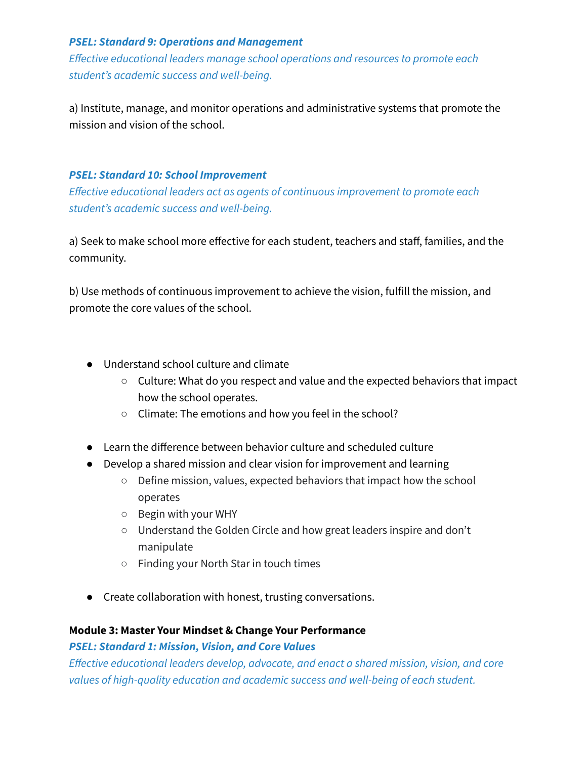***PSEL: Standard 9: Operations and Management***

*Effective educational leaders manage school operations and resources to promote each student's academic success and well-being.*

a) Institute, manage, and monitor operations and administrative systems that promote the mission and vision of the school.

***PSEL: Standard 10: School Improvement***

*Effective educational leaders act as agents of continuous improvement to promote each student's academic success and well-being.*

a) Seek to make school more effective for each student, teachers and staff, families, and the community.

b) Use methods of continuous improvement to achieve the vision, fulfill the mission, and promote the core values of the school.

- Understand school culture and climate
  - Culture: What do you respect and value and the expected behaviors that impact how the school operates.
  - Climate: The emotions and how you feel in the school?
- Learn the difference between behavior culture and scheduled culture
- Develop a shared mission and clear vision for improvement and learning
  - Define mission, values, expected behaviors that impact how the school operates
  - Begin with your WHY
  - Understand the Golden Circle and how great leaders inspire and don't manipulate
  - Finding your North Star in touch times
- Create collaboration with honest, trusting conversations.

**Module 3: Master Your Mindset & Change Your Performance**

***PSEL: Standard 1: Mission, Vision, and Core Values***

*Effective educational leaders develop, advocate, and enact a shared mission, vision, and core values of high-quality education and academic success and well-being of each student.*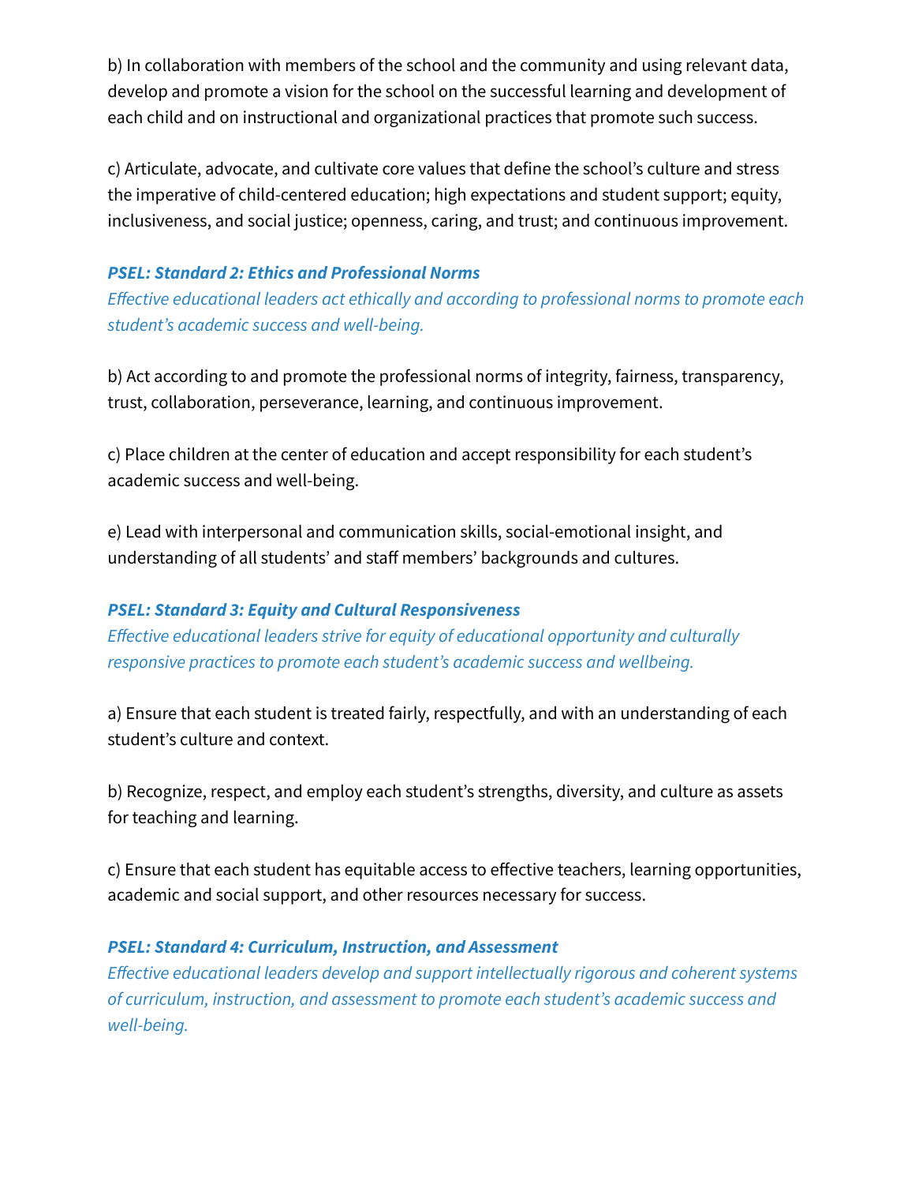b) In collaboration with members of the school and the community and using relevant data, develop and promote a vision for the school on the successful learning and development of each child and on instructional and organizational practices that promote such success.

c) Articulate, advocate, and cultivate core values that define the school's culture and stress the imperative of child-centered education; high expectations and student support; equity, inclusiveness, and social justice; openness, caring, and trust; and continuous improvement.

***PSEL: Standard 2: Ethics and Professional Norms***

*Effective educational leaders act ethically and according to professional norms to promote each student's academic success and well-being.*

b) Act according to and promote the professional norms of integrity, fairness, transparency, trust, collaboration, perseverance, learning, and continuous improvement.

c) Place children at the center of education and accept responsibility for each student's academic success and well-being.

e) Lead with interpersonal and communication skills, social-emotional insight, and understanding of all students' and staff members' backgrounds and cultures.

***PSEL: Standard 3: Equity and Cultural Responsiveness***

*Effective educational leaders strive for equity of educational opportunity and culturally responsive practices to promote each student's academic success and wellbeing.*

a) Ensure that each student is treated fairly, respectfully, and with an understanding of each student's culture and context.

b) Recognize, respect, and employ each student's strengths, diversity, and culture as assets for teaching and learning.

c) Ensure that each student has equitable access to effective teachers, learning opportunities, academic and social support, and other resources necessary for success.

***PSEL: Standard 4: Curriculum, Instruction, and Assessment***

*Effective educational leaders develop and support intellectually rigorous and coherent systems of curriculum, instruction, and assessment to promote each student's academic success and well-being.*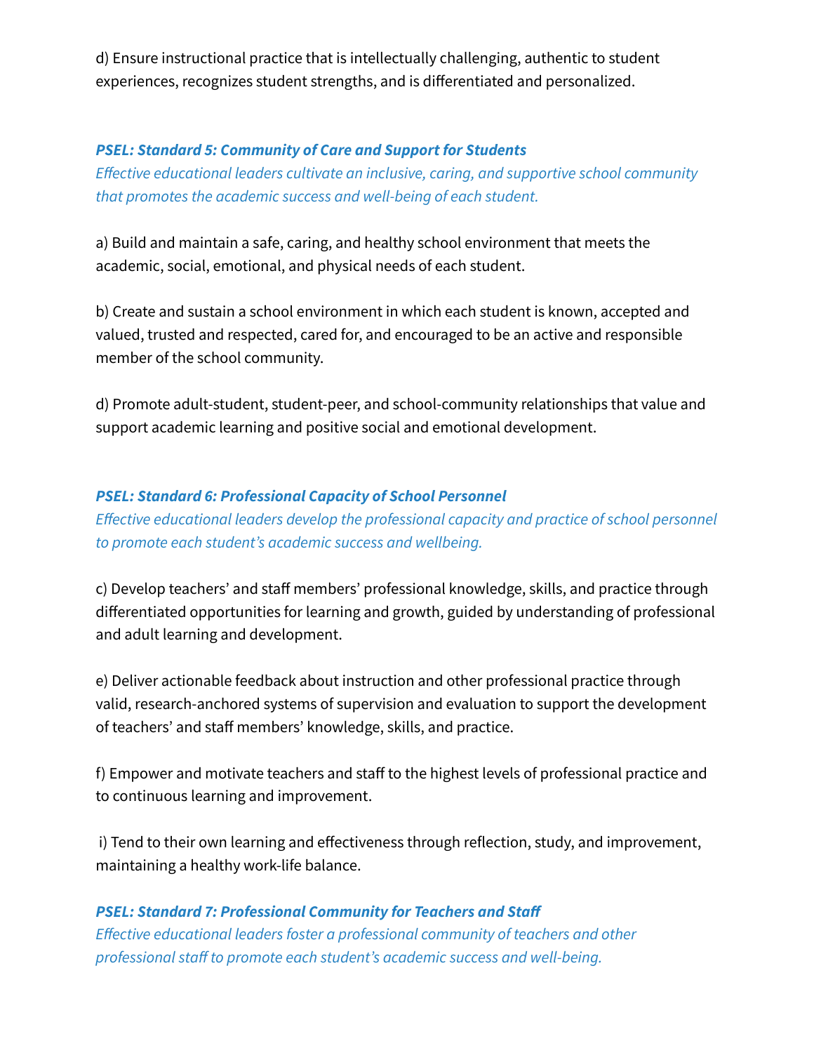d) Ensure instructional practice that is intellectually challenging, authentic to student experiences, recognizes student strengths, and is differentiated and personalized.

***PSEL: Standard 5: Community of Care and Support for Students***

*Effective educational leaders cultivate an inclusive, caring, and supportive school community that promotes the academic success and well-being of each student.*

a) Build and maintain a safe, caring, and healthy school environment that meets the academic, social, emotional, and physical needs of each student.

b) Create and sustain a school environment in which each student is known, accepted and valued, trusted and respected, cared for, and encouraged to be an active and responsible member of the school community.

d) Promote adult-student, student-peer, and school-community relationships that value and support academic learning and positive social and emotional development.

***PSEL: Standard 6: Professional Capacity of School Personnel***

*Effective educational leaders develop the professional capacity and practice of school personnel to promote each student's academic success and wellbeing.*

c) Develop teachers' and staff members' professional knowledge, skills, and practice through differentiated opportunities for learning and growth, guided by understanding of professional and adult learning and development.

e) Deliver actionable feedback about instruction and other professional practice through valid, research-anchored systems of supervision and evaluation to support the development of teachers' and staff members' knowledge, skills, and practice.

f) Empower and motivate teachers and staff to the highest levels of professional practice and to continuous learning and improvement.

i) Tend to their own learning and effectiveness through reflection, study, and improvement, maintaining a healthy work-life balance.

***PSEL: Standard 7: Professional Community for Teachers and Staff***

*Effective educational leaders foster a professional community of teachers and other professional staff to promote each student's academic success and well-being.*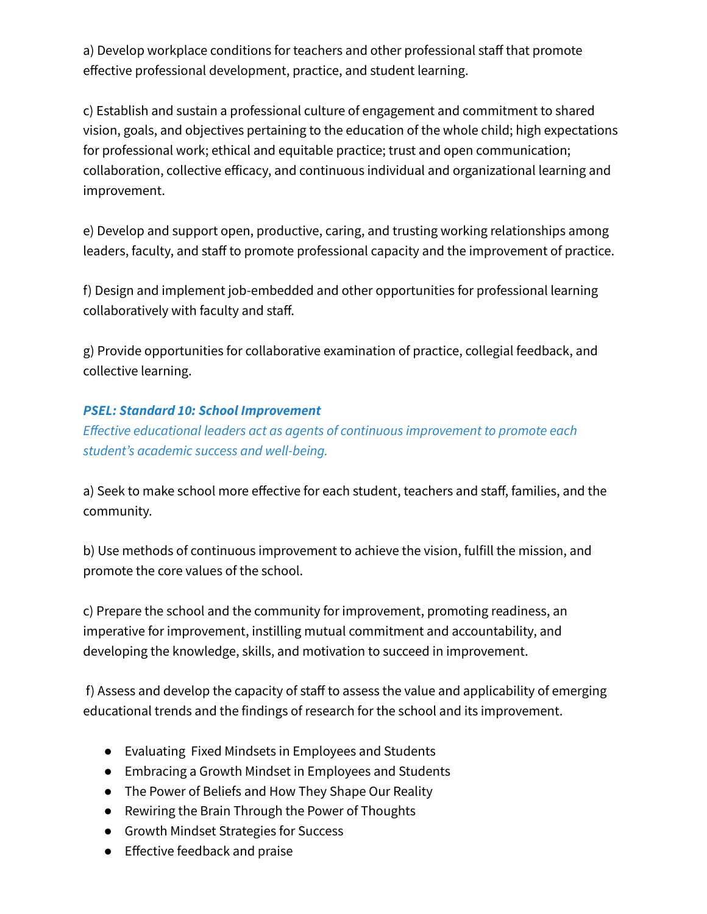a) Develop workplace conditions for teachers and other professional staff that promote effective professional development, practice, and student learning.

c) Establish and sustain a professional culture of engagement and commitment to shared vision, goals, and objectives pertaining to the education of the whole child; high expectations for professional work; ethical and equitable practice; trust and open communication; collaboration, collective efficacy, and continuous individual and organizational learning and improvement.

e) Develop and support open, productive, caring, and trusting working relationships among leaders, faculty, and staff to promote professional capacity and the improvement of practice.

f) Design and implement job-embedded and other opportunities for professional learning collaboratively with faculty and staff.

g) Provide opportunities for collaborative examination of practice, collegial feedback, and collective learning.

***PSEL: Standard 10: School Improvement***

*Effective educational leaders act as agents of continuous improvement to promote each student's academic success and well-being.*

a) Seek to make school more effective for each student, teachers and staff, families, and the community.

b) Use methods of continuous improvement to achieve the vision, fulfill the mission, and promote the core values of the school.

c) Prepare the school and the community for improvement, promoting readiness, an imperative for improvement, instilling mutual commitment and accountability, and developing the knowledge, skills, and motivation to succeed in improvement.

f) Assess and develop the capacity of staff to assess the value and applicability of emerging educational trends and the findings of research for the school and its improvement.

- Evaluating Fixed Mindsets in Employees and Students
- Embracing a Growth Mindset in Employees and Students
- The Power of Beliefs and How They Shape Our Reality
- Rewiring the Brain Through the Power of Thoughts
- Growth Mindset Strategies for Success
- Effective feedback and praise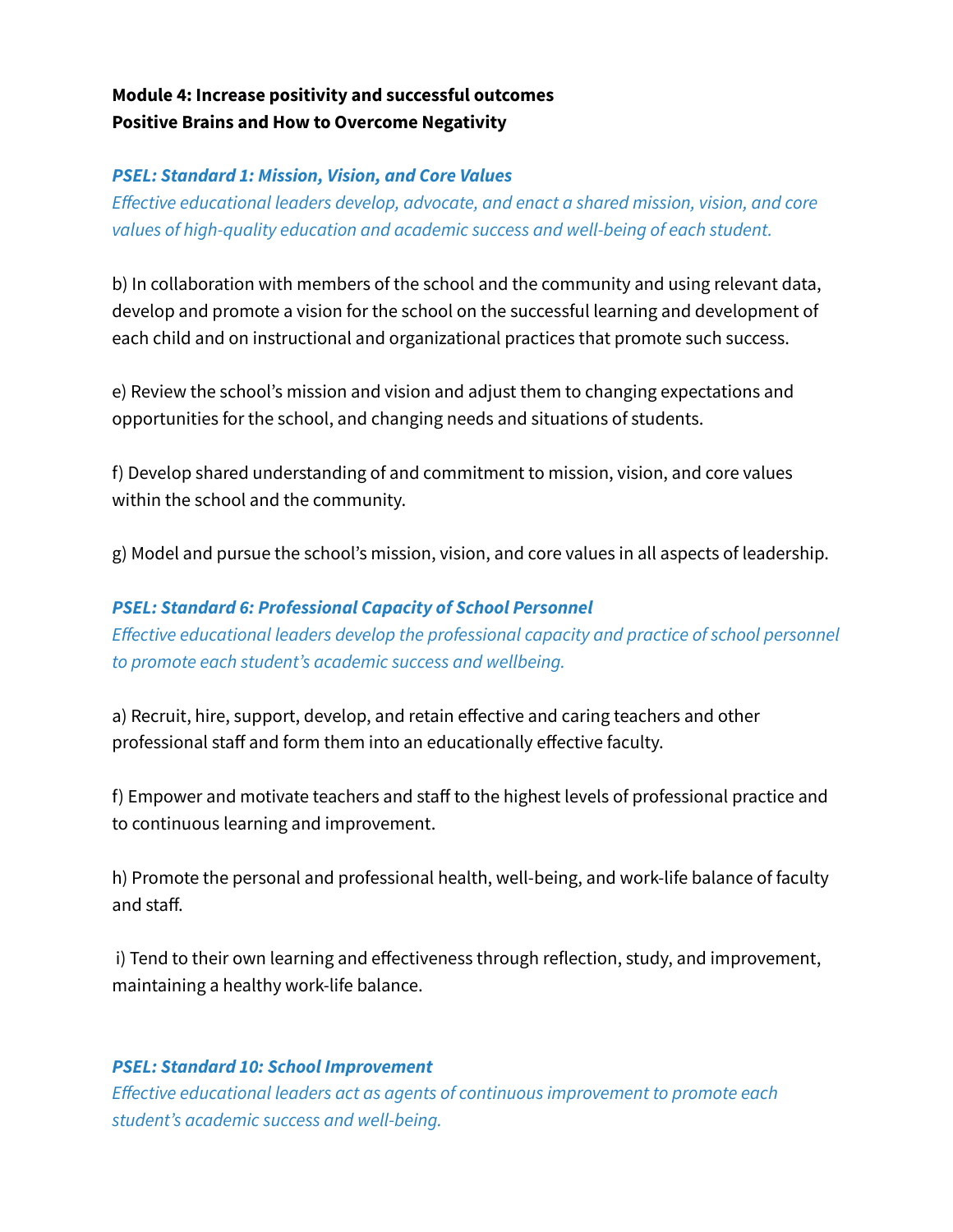**Module 4: Increase positivity and successful outcomes**
**Positive Brains and How to Overcome Negativity**

***PSEL: Standard 1: Mission, Vision, and Core Values***
*Effective educational leaders develop, advocate, and enact a shared mission, vision, and core values of high-quality education and academic success and well-being of each student.*

b) In collaboration with members of the school and the community and using relevant data, develop and promote a vision for the school on the successful learning and development of each child and on instructional and organizational practices that promote such success.

e) Review the school's mission and vision and adjust them to changing expectations and opportunities for the school, and changing needs and situations of students.

f) Develop shared understanding of and commitment to mission, vision, and core values within the school and the community.

g) Model and pursue the school's mission, vision, and core values in all aspects of leadership.

***PSEL: Standard 6: Professional Capacity of School Personnel***
*Effective educational leaders develop the professional capacity and practice of school personnel to promote each student's academic success and wellbeing.*

a) Recruit, hire, support, develop, and retain effective and caring teachers and other professional staff and form them into an educationally effective faculty.

f) Empower and motivate teachers and staff to the highest levels of professional practice and to continuous learning and improvement.

h) Promote the personal and professional health, well-being, and work-life balance of faculty and staff.

i) Tend to their own learning and effectiveness through reflection, study, and improvement, maintaining a healthy work-life balance.

***PSEL: Standard 10: School Improvement***
*Effective educational leaders act as agents of continuous improvement to promote each student's academic success and well-being.*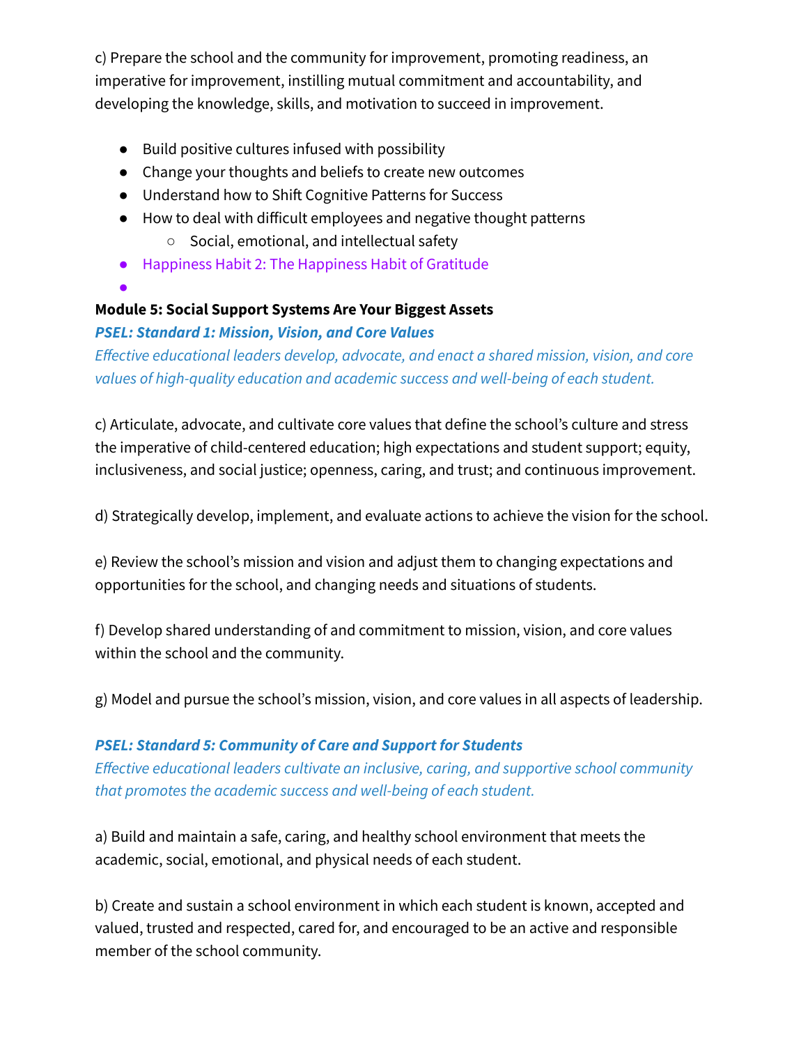c) Prepare the school and the community for improvement, promoting readiness, an imperative for improvement, instilling mutual commitment and accountability, and developing the knowledge, skills, and motivation to succeed in improvement.

- Build positive cultures infused with possibility
- Change your thoughts and beliefs to create new outcomes
- Understand how to Shift Cognitive Patterns for Success
- How to deal with difficult employees and negative thought patterns
    - Social, emotional, and intellectual safety
- Happiness Habit 2: The Happiness Habit of Gratitude

**Module 5: Social Support Systems Are Your Biggest Assets**

***PSEL: Standard 1: Mission, Vision, and Core Values***

*Effective educational leaders develop, advocate, and enact a shared mission, vision, and core values of high-quality education and academic success and well-being of each student.*

c) Articulate, advocate, and cultivate core values that define the school's culture and stress the imperative of child-centered education; high expectations and student support; equity, inclusiveness, and social justice; openness, caring, and trust; and continuous improvement.

d) Strategically develop, implement, and evaluate actions to achieve the vision for the school.

e) Review the school's mission and vision and adjust them to changing expectations and opportunities for the school, and changing needs and situations of students.

f) Develop shared understanding of and commitment to mission, vision, and core values within the school and the community.

g) Model and pursue the school's mission, vision, and core values in all aspects of leadership.

***PSEL: Standard 5: Community of Care and Support for Students***

*Effective educational leaders cultivate an inclusive, caring, and supportive school community that promotes the academic success and well-being of each student.*

a) Build and maintain a safe, caring, and healthy school environment that meets the academic, social, emotional, and physical needs of each student.

b) Create and sustain a school environment in which each student is known, accepted and valued, trusted and respected, cared for, and encouraged to be an active and responsible member of the school community.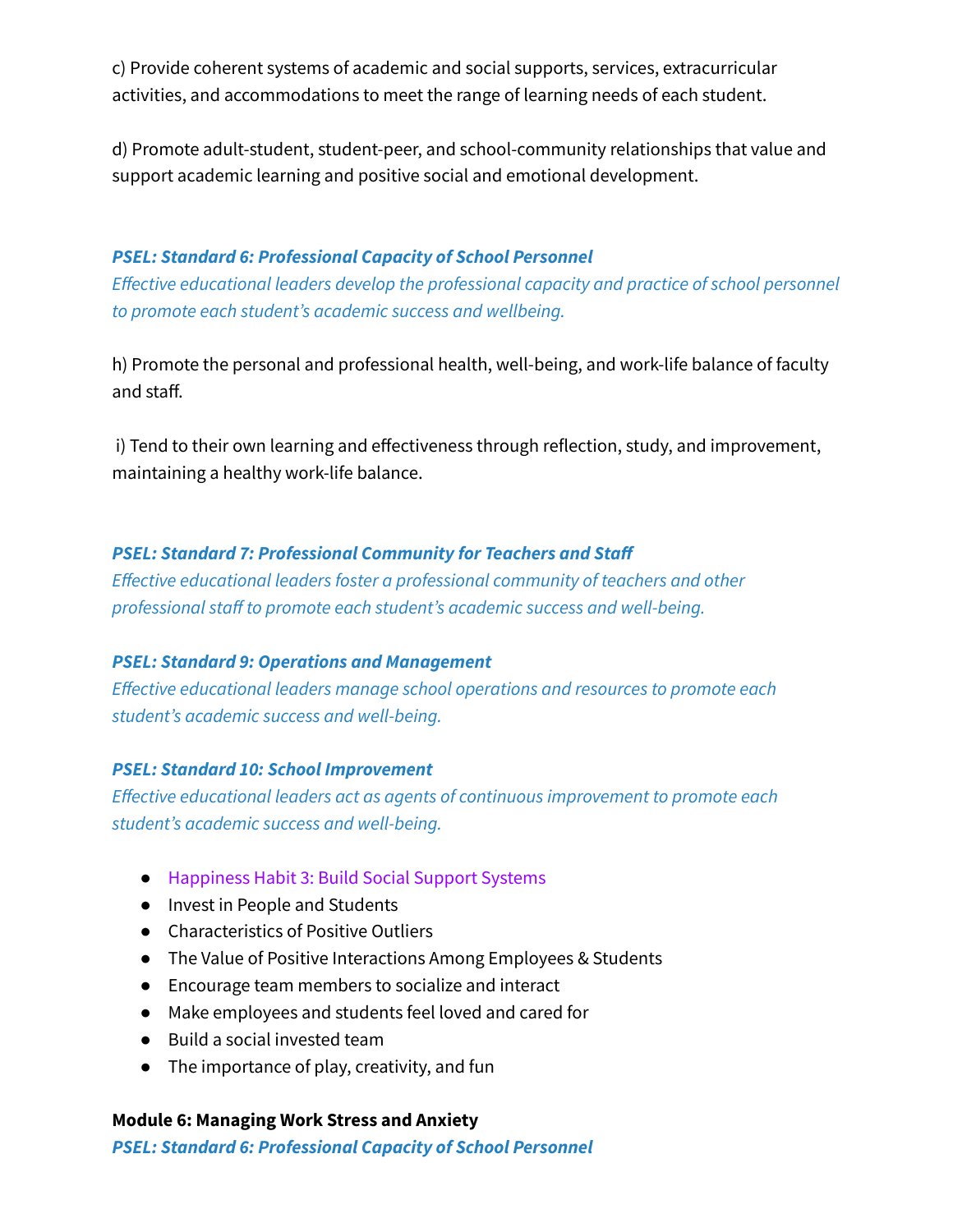c) Provide coherent systems of academic and social supports, services, extracurricular activities, and accommodations to meet the range of learning needs of each student.

d) Promote adult-student, student-peer, and school-community relationships that value and support academic learning and positive social and emotional development.

***PSEL: Standard 6: Professional Capacity of School Personnel***
*Effective educational leaders develop the professional capacity and practice of school personnel to promote each student's academic success and wellbeing.*

h) Promote the personal and professional health, well-being, and work-life balance of faculty and staff.

i) Tend to their own learning and effectiveness through reflection, study, and improvement, maintaining a healthy work-life balance.

***PSEL: Standard 7: Professional Community for Teachers and Staff***
*Effective educational leaders foster a professional community of teachers and other professional staff to promote each student's academic success and well-being.*

***PSEL: Standard 9: Operations and Management***
*Effective educational leaders manage school operations and resources to promote each student's academic success and well-being.*

***PSEL: Standard 10: School Improvement***
*Effective educational leaders act as agents of continuous improvement to promote each student's academic success and well-being.*

- Happiness Habit 3: Build Social Support Systems
- Invest in People and Students
- Characteristics of Positive Outliers
- The Value of Positive Interactions Among Employees & Students
- Encourage team members to socialize and interact
- Make employees and students feel loved and cared for
- Build a social invested team
- The importance of play, creativity, and fun

**Module 6: Managing Work Stress and Anxiety**
***PSEL: Standard 6: Professional Capacity of School Personnel***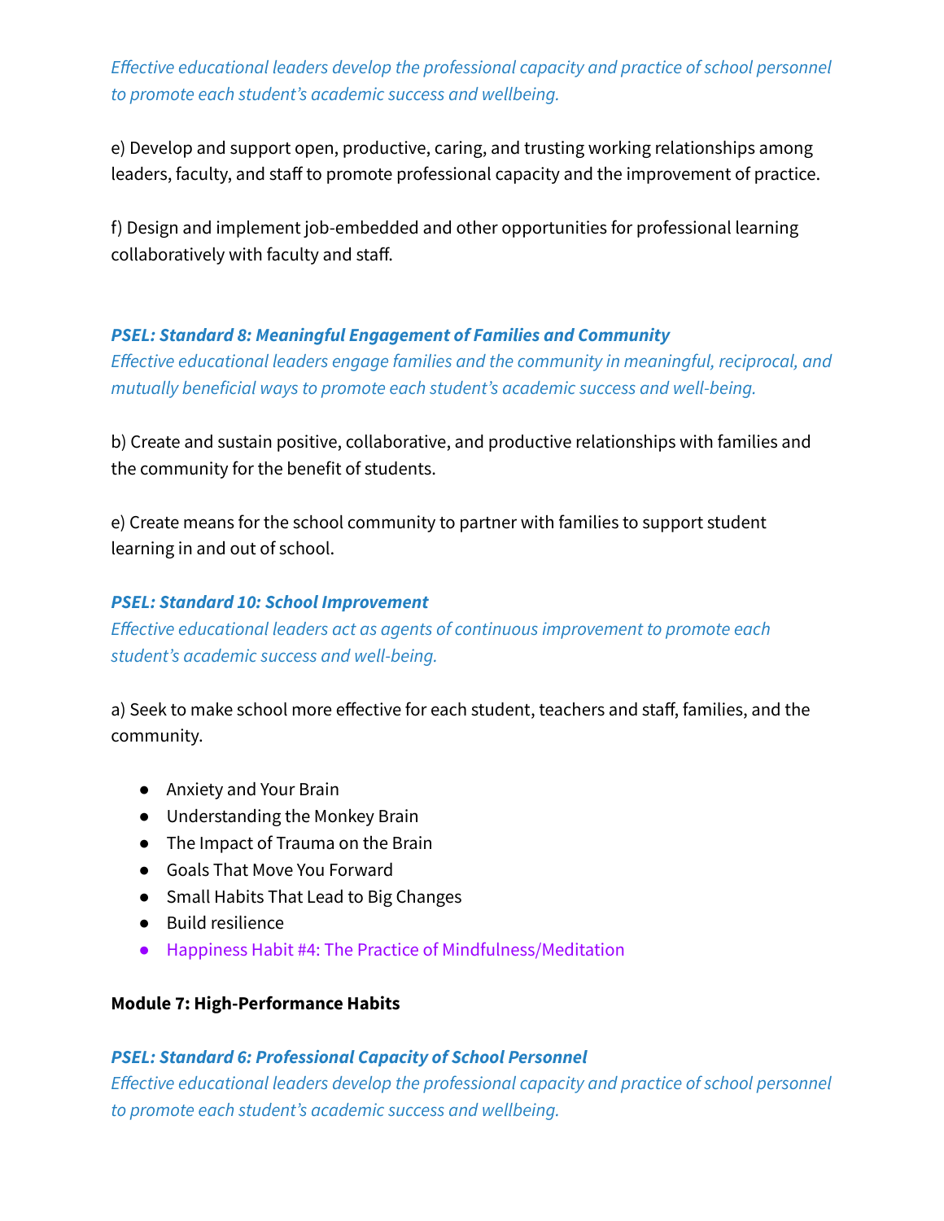*Effective educational leaders develop the professional capacity and practice of school personnel to promote each student's academic success and wellbeing.*

e) Develop and support open, productive, caring, and trusting working relationships among leaders, faculty, and staff to promote professional capacity and the improvement of practice.

f) Design and implement job-embedded and other opportunities for professional learning collaboratively with faculty and staff.

***PSEL: Standard 8: Meaningful Engagement of Families and Community***
*Effective educational leaders engage families and the community in meaningful, reciprocal, and mutually beneficial ways to promote each student's academic success and well-being.*

b) Create and sustain positive, collaborative, and productive relationships with families and the community for the benefit of students.

e) Create means for the school community to partner with families to support student learning in and out of school.

***PSEL: Standard 10: School Improvement***
*Effective educational leaders act as agents of continuous improvement to promote each student's academic success and well-being.*

a) Seek to make school more effective for each student, teachers and staff, families, and the community.

- Anxiety and Your Brain
- Understanding the Monkey Brain
- The Impact of Trauma on the Brain
- Goals That Move You Forward
- Small Habits That Lead to Big Changes
- Build resilience
- Happiness Habit #4: The Practice of Mindfulness/Meditation

**Module 7: High-Performance Habits**

***PSEL: Standard 6: Professional Capacity of School Personnel***
*Effective educational leaders develop the professional capacity and practice of school personnel to promote each student's academic success and wellbeing.*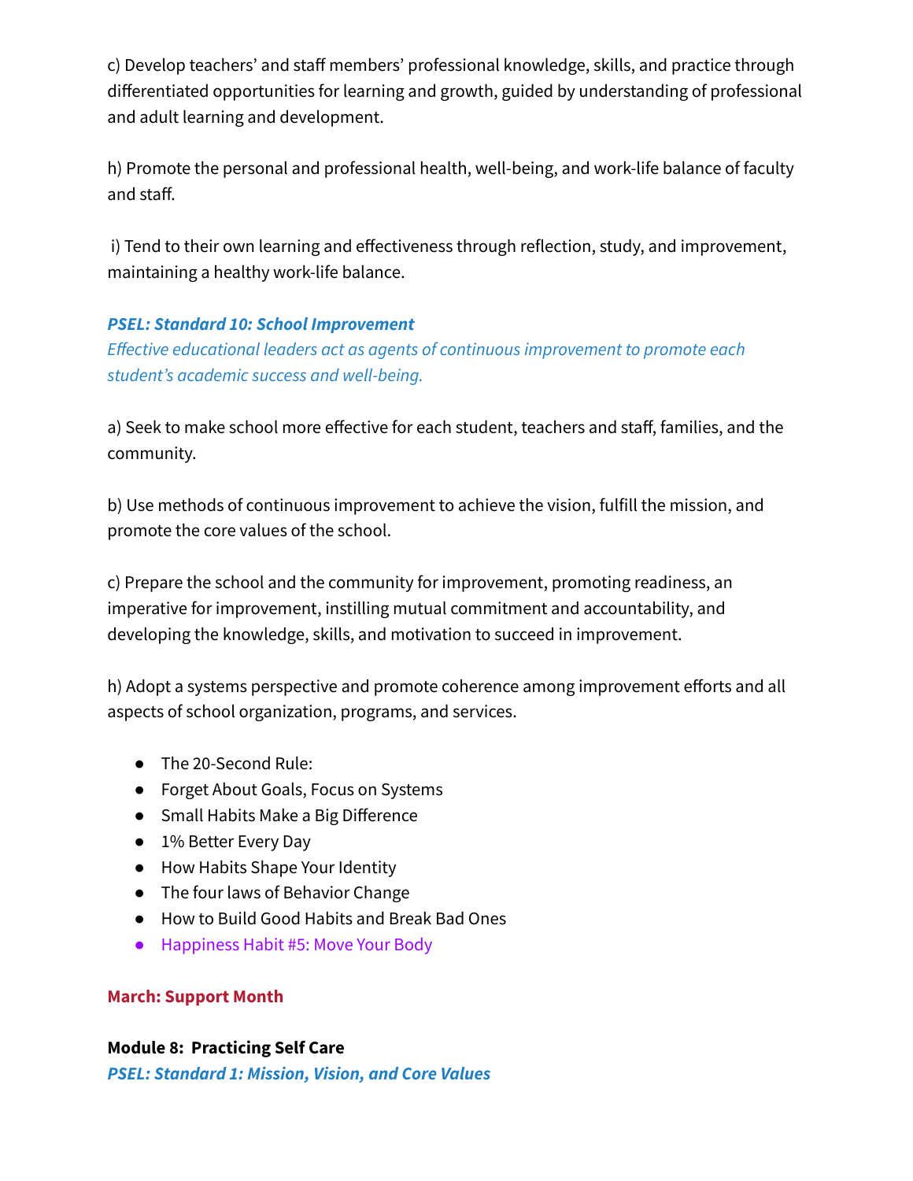c) Develop teachers' and staff members' professional knowledge, skills, and practice through differentiated opportunities for learning and growth, guided by understanding of professional and adult learning and development.

h) Promote the personal and professional health, well-being, and work-life balance of faculty and staff.

i) Tend to their own learning and effectiveness through reflection, study, and improvement, maintaining a healthy work-life balance.

***PSEL: Standard 10: School Improvement***

*Effective educational leaders act as agents of continuous improvement to promote each student's academic success and well-being.*

a) Seek to make school more effective for each student, teachers and staff, families, and the community.

b) Use methods of continuous improvement to achieve the vision, fulfill the mission, and promote the core values of the school.

c) Prepare the school and the community for improvement, promoting readiness, an imperative for improvement, instilling mutual commitment and accountability, and developing the knowledge, skills, and motivation to succeed in improvement.

h) Adopt a systems perspective and promote coherence among improvement efforts and all aspects of school organization, programs, and services.

- The 20-Second Rule:
- Forget About Goals, Focus on Systems
- Small Habits Make a Big Difference
- 1% Better Every Day
- How Habits Shape Your Identity
- The four laws of Behavior Change
- How to Build Good Habits and Break Bad Ones
- Happiness Habit #5: Move Your Body

**March: Support Month**

**Module 8: Practicing Self Care**

***PSEL: Standard 1: Mission, Vision, and Core Values***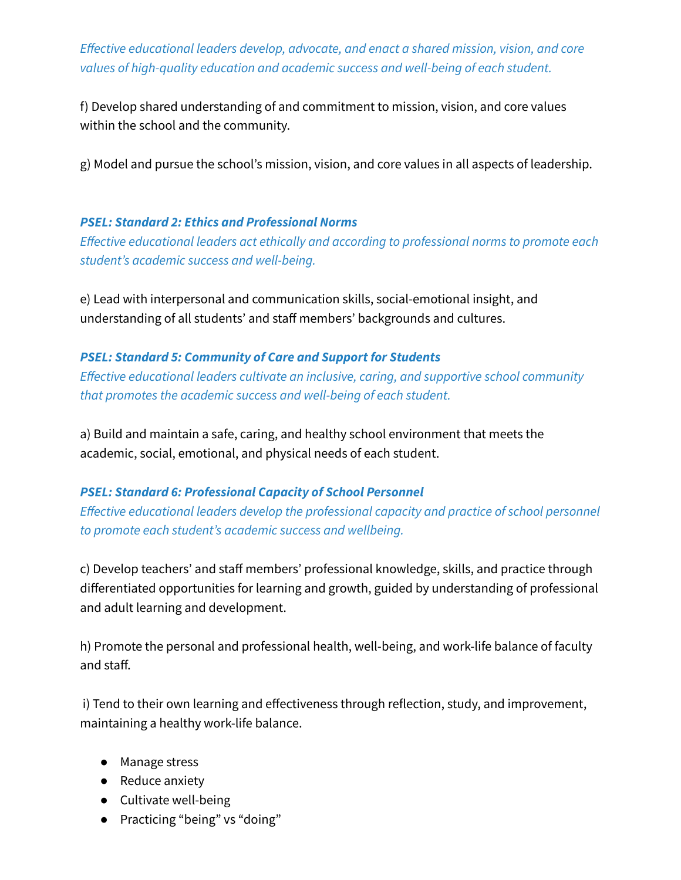*Effective educational leaders develop, advocate, and enact a shared mission, vision, and core values of high-quality education and academic success and well-being of each student.*

f) Develop shared understanding of and commitment to mission, vision, and core values within the school and the community.

g) Model and pursue the school's mission, vision, and core values in all aspects of leadership.

***PSEL: Standard 2: Ethics and Professional Norms***

*Effective educational leaders act ethically and according to professional norms to promote each student's academic success and well-being.*

e) Lead with interpersonal and communication skills, social-emotional insight, and understanding of all students' and staff members' backgrounds and cultures.

***PSEL: Standard 5: Community of Care and Support for Students***

*Effective educational leaders cultivate an inclusive, caring, and supportive school community that promotes the academic success and well-being of each student.*

a) Build and maintain a safe, caring, and healthy school environment that meets the academic, social, emotional, and physical needs of each student.

***PSEL: Standard 6: Professional Capacity of School Personnel***

*Effective educational leaders develop the professional capacity and practice of school personnel to promote each student's academic success and wellbeing.*

c) Develop teachers' and staff members' professional knowledge, skills, and practice through differentiated opportunities for learning and growth, guided by understanding of professional and adult learning and development.

h) Promote the personal and professional health, well-being, and work-life balance of faculty and staff.

i) Tend to their own learning and effectiveness through reflection, study, and improvement, maintaining a healthy work-life balance.

- Manage stress
- Reduce anxiety
- Cultivate well-being
- Practicing "being" vs "doing"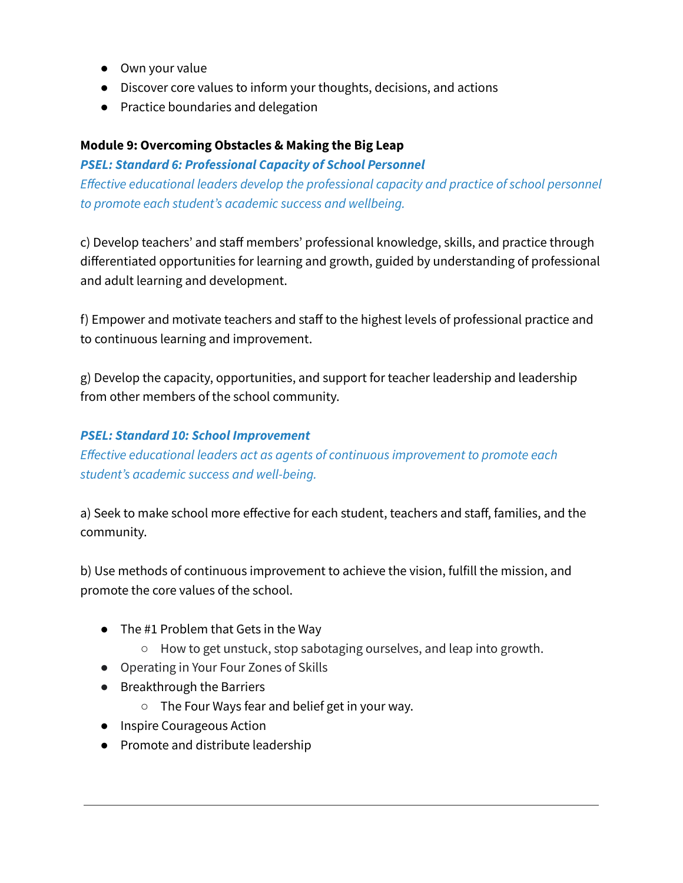- Own your value
- Discover core values to inform your thoughts, decisions, and actions
- Practice boundaries and delegation

**Module 9: Overcoming Obstacles & Making the Big Leap**

***PSEL: Standard 6: Professional Capacity of School Personnel***

*Effective educational leaders develop the professional capacity and practice of school personnel to promote each student's academic success and wellbeing.*

c) Develop teachers' and staff members' professional knowledge, skills, and practice through differentiated opportunities for learning and growth, guided by understanding of professional and adult learning and development.

f) Empower and motivate teachers and staff to the highest levels of professional practice and to continuous learning and improvement.

g) Develop the capacity, opportunities, and support for teacher leadership and leadership from other members of the school community.

***PSEL: Standard 10: School Improvement***

*Effective educational leaders act as agents of continuous improvement to promote each student's academic success and well-being.*

a) Seek to make school more effective for each student, teachers and staff, families, and the community.

b) Use methods of continuous improvement to achieve the vision, fulfill the mission, and promote the core values of the school.

- The #1 Problem that Gets in the Way
  - How to get unstuck, stop sabotaging ourselves, and leap into growth.
- Operating in Your Four Zones of Skills
- Breakthrough the Barriers
  - The Four Ways fear and belief get in your way.
- Inspire Courageous Action
- Promote and distribute leadership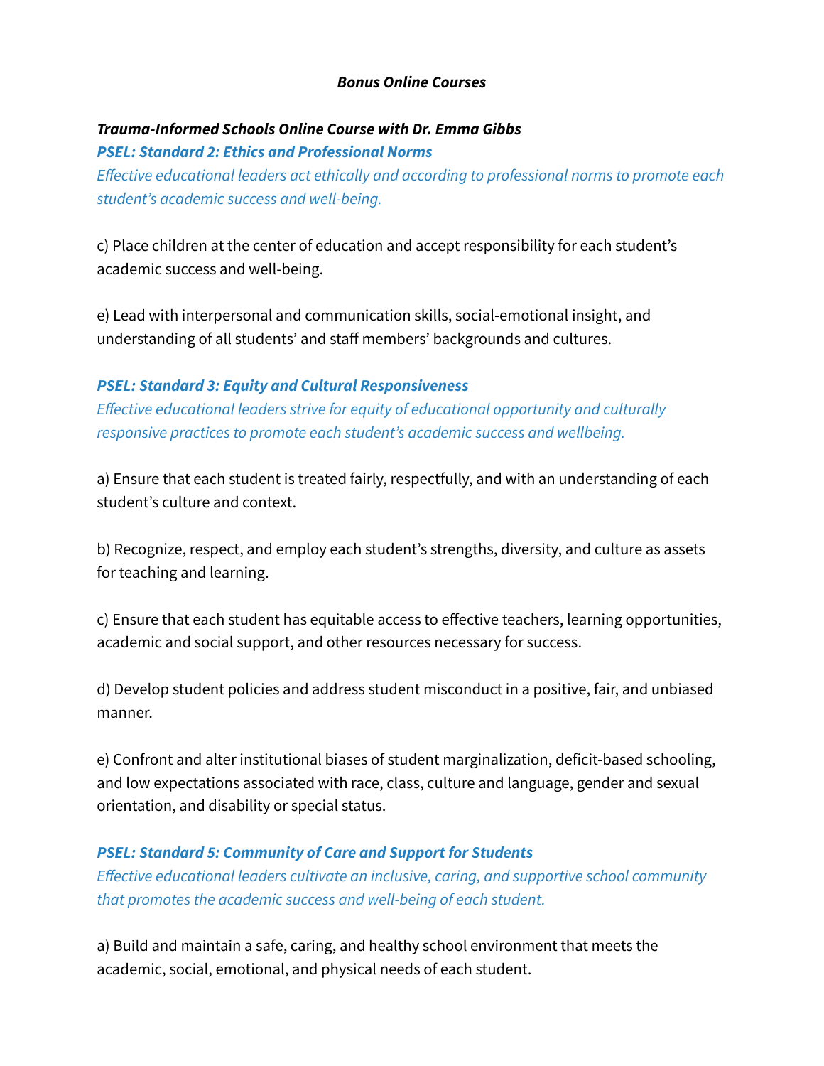### ***Bonus Online Courses***

***Trauma-Informed Schools Online Course with Dr. Emma Gibbs***

***PSEL: Standard 2: Ethics and Professional Norms***

*Effective educational leaders act ethically and according to professional norms to promote each student's academic success and well-being.*

c) Place children at the center of education and accept responsibility for each student's academic success and well-being.

e) Lead with interpersonal and communication skills, social-emotional insight, and understanding of all students' and staff members' backgrounds and cultures.

***PSEL: Standard 3: Equity and Cultural Responsiveness***

*Effective educational leaders strive for equity of educational opportunity and culturally responsive practices to promote each student's academic success and wellbeing.*

a) Ensure that each student is treated fairly, respectfully, and with an understanding of each student's culture and context.

b) Recognize, respect, and employ each student's strengths, diversity, and culture as assets for teaching and learning.

c) Ensure that each student has equitable access to effective teachers, learning opportunities, academic and social support, and other resources necessary for success.

d) Develop student policies and address student misconduct in a positive, fair, and unbiased manner.

e) Confront and alter institutional biases of student marginalization, deficit-based schooling, and low expectations associated with race, class, culture and language, gender and sexual orientation, and disability or special status.

***PSEL: Standard 5: Community of Care and Support for Students***

*Effective educational leaders cultivate an inclusive, caring, and supportive school community that promotes the academic success and well-being of each student.*

a) Build and maintain a safe, caring, and healthy school environment that meets the academic, social, emotional, and physical needs of each student.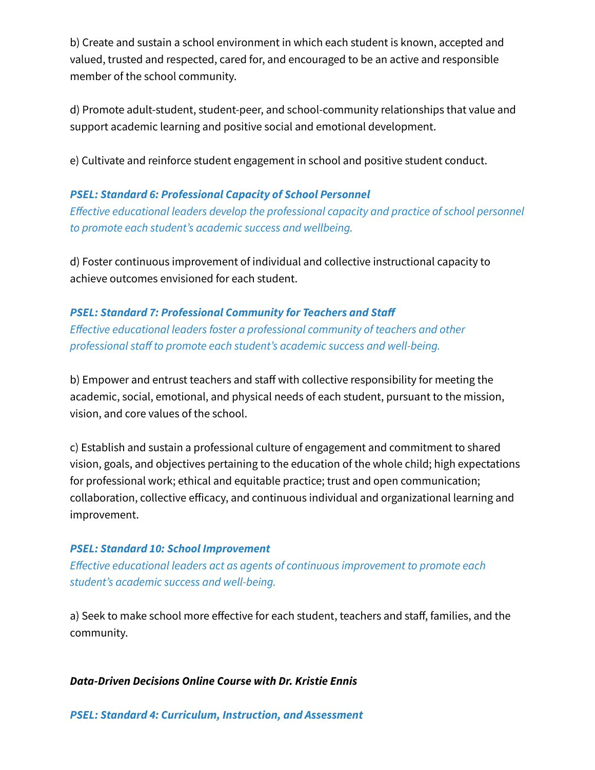b) Create and sustain a school environment in which each student is known, accepted and valued, trusted and respected, cared for, and encouraged to be an active and responsible member of the school community.

d) Promote adult-student, student-peer, and school-community relationships that value and support academic learning and positive social and emotional development.

e) Cultivate and reinforce student engagement in school and positive student conduct.

***PSEL: Standard 6: Professional Capacity of School Personnel***
*Effective educational leaders develop the professional capacity and practice of school personnel to promote each student's academic success and wellbeing.*

d) Foster continuous improvement of individual and collective instructional capacity to achieve outcomes envisioned for each student.

***PSEL: Standard 7: Professional Community for Teachers and Staff***
*Effective educational leaders foster a professional community of teachers and other professional staff to promote each student's academic success and well-being.*

b) Empower and entrust teachers and staff with collective responsibility for meeting the academic, social, emotional, and physical needs of each student, pursuant to the mission, vision, and core values of the school.

c) Establish and sustain a professional culture of engagement and commitment to shared vision, goals, and objectives pertaining to the education of the whole child; high expectations for professional work; ethical and equitable practice; trust and open communication; collaboration, collective efficacy, and continuous individual and organizational learning and improvement.

***PSEL: Standard 10: School Improvement***
*Effective educational leaders act as agents of continuous improvement to promote each student's academic success and well-being.*

a) Seek to make school more effective for each student, teachers and staff, families, and the community.

***Data-Driven Decisions Online Course with Dr. Kristie Ennis***

***PSEL: Standard 4: Curriculum, Instruction, and Assessment***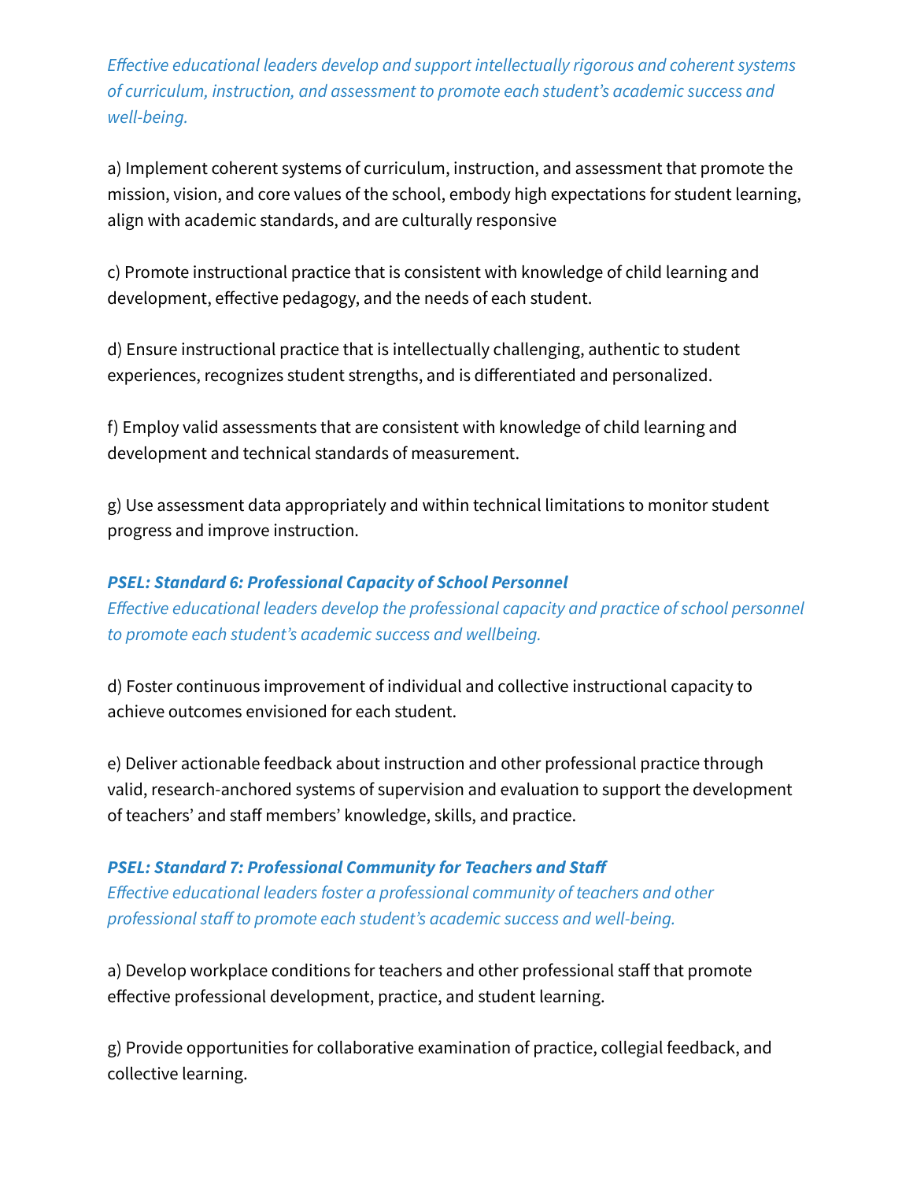*Effective educational leaders develop and support intellectually rigorous and coherent systems of curriculum, instruction, and assessment to promote each student's academic success and well-being.*

a) Implement coherent systems of curriculum, instruction, and assessment that promote the mission, vision, and core values of the school, embody high expectations for student learning, align with academic standards, and are culturally responsive

c) Promote instructional practice that is consistent with knowledge of child learning and development, effective pedagogy, and the needs of each student.

d) Ensure instructional practice that is intellectually challenging, authentic to student experiences, recognizes student strengths, and is differentiated and personalized.

f) Employ valid assessments that are consistent with knowledge of child learning and development and technical standards of measurement.

g) Use assessment data appropriately and within technical limitations to monitor student progress and improve instruction.

***PSEL: Standard 6: Professional Capacity of School Personnel***
*Effective educational leaders develop the professional capacity and practice of school personnel to promote each student's academic success and wellbeing.*

d) Foster continuous improvement of individual and collective instructional capacity to achieve outcomes envisioned for each student.

e) Deliver actionable feedback about instruction and other professional practice through valid, research-anchored systems of supervision and evaluation to support the development of teachers' and staff members' knowledge, skills, and practice.

***PSEL: Standard 7: Professional Community for Teachers and Staff***
*Effective educational leaders foster a professional community of teachers and other professional staff to promote each student's academic success and well-being.*

a) Develop workplace conditions for teachers and other professional staff that promote effective professional development, practice, and student learning.

g) Provide opportunities for collaborative examination of practice, collegial feedback, and collective learning.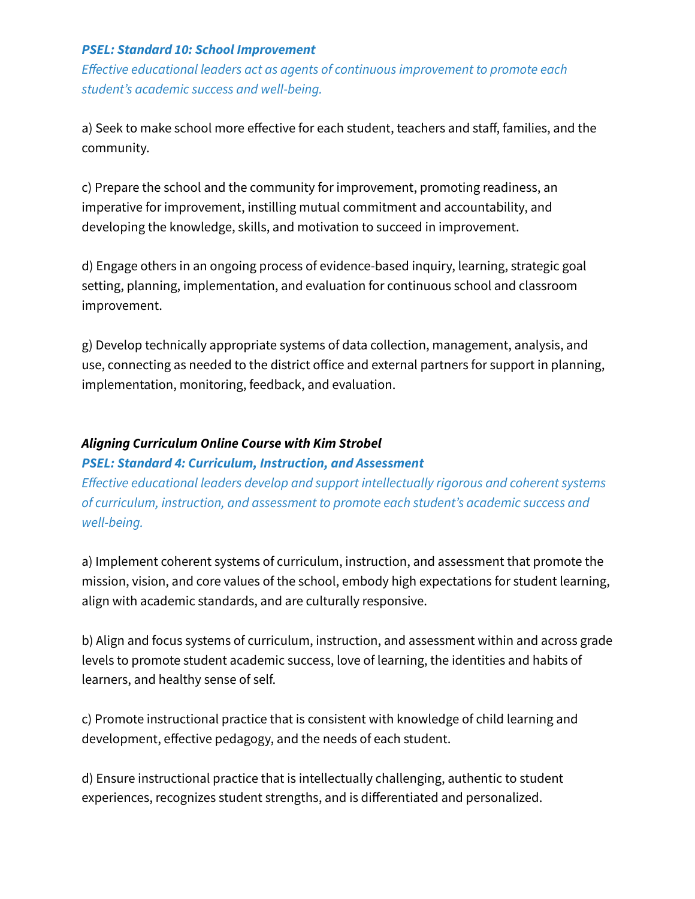***PSEL: Standard 10: School Improvement***

*Effective educational leaders act as agents of continuous improvement to promote each student's academic success and well-being.*

a) Seek to make school more effective for each student, teachers and staff, families, and the community.

c) Prepare the school and the community for improvement, promoting readiness, an imperative for improvement, instilling mutual commitment and accountability, and developing the knowledge, skills, and motivation to succeed in improvement.

d) Engage others in an ongoing process of evidence-based inquiry, learning, strategic goal setting, planning, implementation, and evaluation for continuous school and classroom improvement.

g) Develop technically appropriate systems of data collection, management, analysis, and use, connecting as needed to the district office and external partners for support in planning, implementation, monitoring, feedback, and evaluation.

***Aligning Curriculum Online Course with Kim Strobel***

***PSEL: Standard 4: Curriculum, Instruction, and Assessment***

*Effective educational leaders develop and support intellectually rigorous and coherent systems of curriculum, instruction, and assessment to promote each student's academic success and well-being.*

a) Implement coherent systems of curriculum, instruction, and assessment that promote the mission, vision, and core values of the school, embody high expectations for student learning, align with academic standards, and are culturally responsive.

b) Align and focus systems of curriculum, instruction, and assessment within and across grade levels to promote student academic success, love of learning, the identities and habits of learners, and healthy sense of self.

c) Promote instructional practice that is consistent with knowledge of child learning and development, effective pedagogy, and the needs of each student.

d) Ensure instructional practice that is intellectually challenging, authentic to student experiences, recognizes student strengths, and is differentiated and personalized.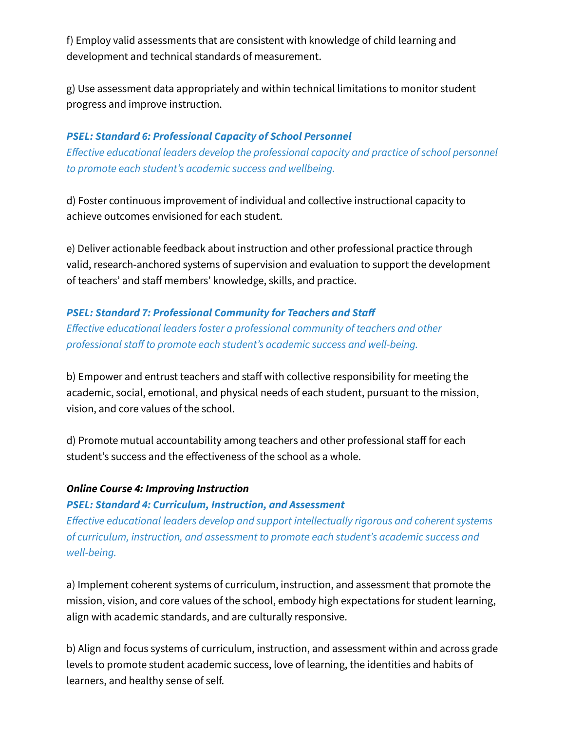f) Employ valid assessments that are consistent with knowledge of child learning and development and technical standards of measurement.

g) Use assessment data appropriately and within technical limitations to monitor student progress and improve instruction.

***PSEL: Standard 6: Professional Capacity of School Personnel***
*Effective educational leaders develop the professional capacity and practice of school personnel to promote each student's academic success and wellbeing.*

d) Foster continuous improvement of individual and collective instructional capacity to achieve outcomes envisioned for each student.

e) Deliver actionable feedback about instruction and other professional practice through valid, research-anchored systems of supervision and evaluation to support the development of teachers' and staff members' knowledge, skills, and practice.

***PSEL: Standard 7: Professional Community for Teachers and Staff***
*Effective educational leaders foster a professional community of teachers and other professional staff to promote each student's academic success and well-being.*

b) Empower and entrust teachers and staff with collective responsibility for meeting the academic, social, emotional, and physical needs of each student, pursuant to the mission, vision, and core values of the school.

d) Promote mutual accountability among teachers and other professional staff for each student's success and the effectiveness of the school as a whole.

***Online Course 4: Improving Instruction***
***PSEL: Standard 4: Curriculum, Instruction, and Assessment***
*Effective educational leaders develop and support intellectually rigorous and coherent systems of curriculum, instruction, and assessment to promote each student's academic success and well-being.*

a) Implement coherent systems of curriculum, instruction, and assessment that promote the mission, vision, and core values of the school, embody high expectations for student learning, align with academic standards, and are culturally responsive.

b) Align and focus systems of curriculum, instruction, and assessment within and across grade levels to promote student academic success, love of learning, the identities and habits of learners, and healthy sense of self.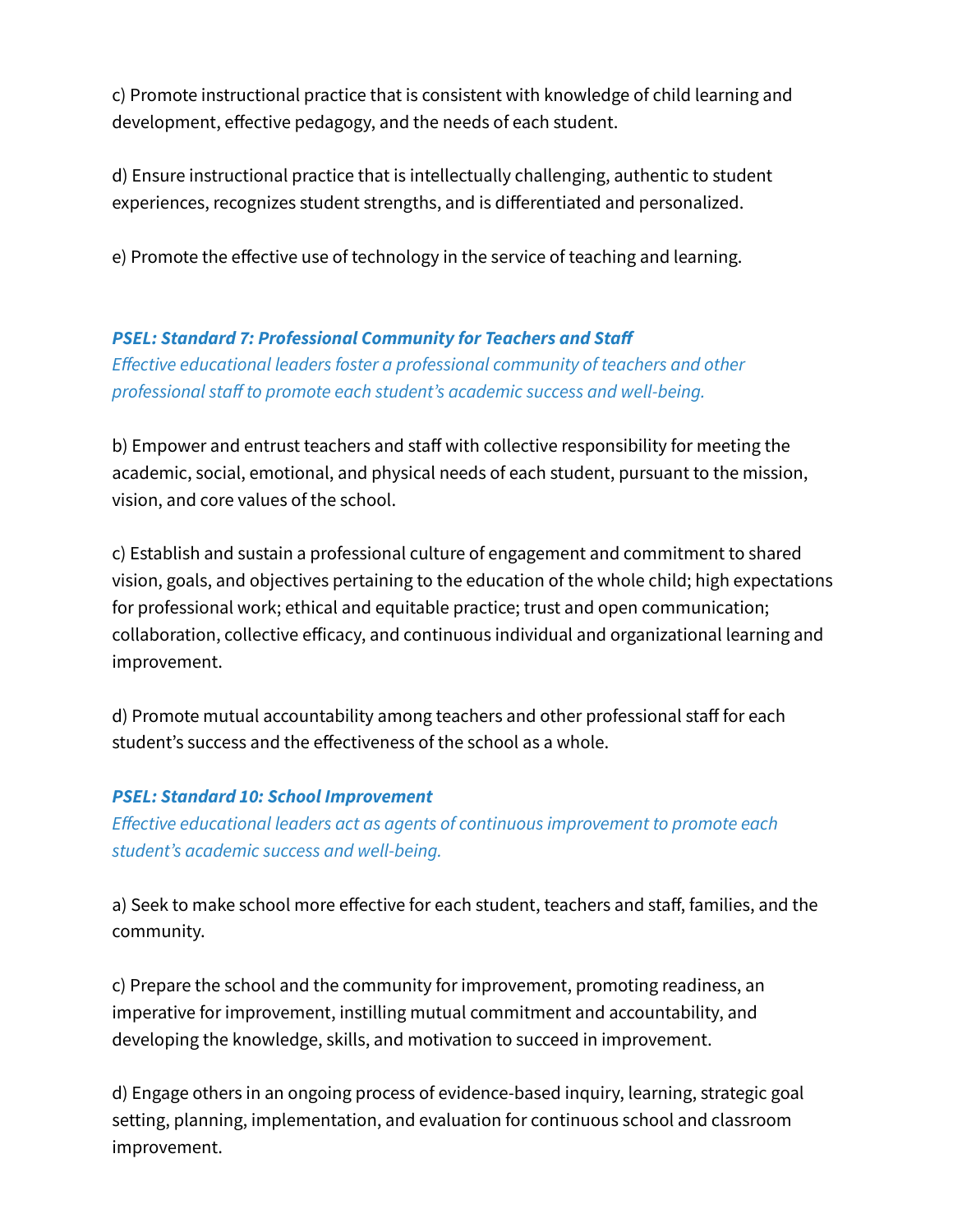c) Promote instructional practice that is consistent with knowledge of child learning and development, effective pedagogy, and the needs of each student.

d) Ensure instructional practice that is intellectually challenging, authentic to student experiences, recognizes student strengths, and is differentiated and personalized.

e) Promote the effective use of technology in the service of teaching and learning.

***PSEL: Standard 7: Professional Community for Teachers and Staff***

*Effective educational leaders foster a professional community of teachers and other professional staff to promote each student's academic success and well-being.*

b) Empower and entrust teachers and staff with collective responsibility for meeting the academic, social, emotional, and physical needs of each student, pursuant to the mission, vision, and core values of the school.

c) Establish and sustain a professional culture of engagement and commitment to shared vision, goals, and objectives pertaining to the education of the whole child; high expectations for professional work; ethical and equitable practice; trust and open communication; collaboration, collective efficacy, and continuous individual and organizational learning and improvement.

d) Promote mutual accountability among teachers and other professional staff for each student's success and the effectiveness of the school as a whole.

***PSEL: Standard 10: School Improvement***

*Effective educational leaders act as agents of continuous improvement to promote each student's academic success and well-being.*

a) Seek to make school more effective for each student, teachers and staff, families, and the community.

c) Prepare the school and the community for improvement, promoting readiness, an imperative for improvement, instilling mutual commitment and accountability, and developing the knowledge, skills, and motivation to succeed in improvement.

d) Engage others in an ongoing process of evidence-based inquiry, learning, strategic goal setting, planning, implementation, and evaluation for continuous school and classroom improvement.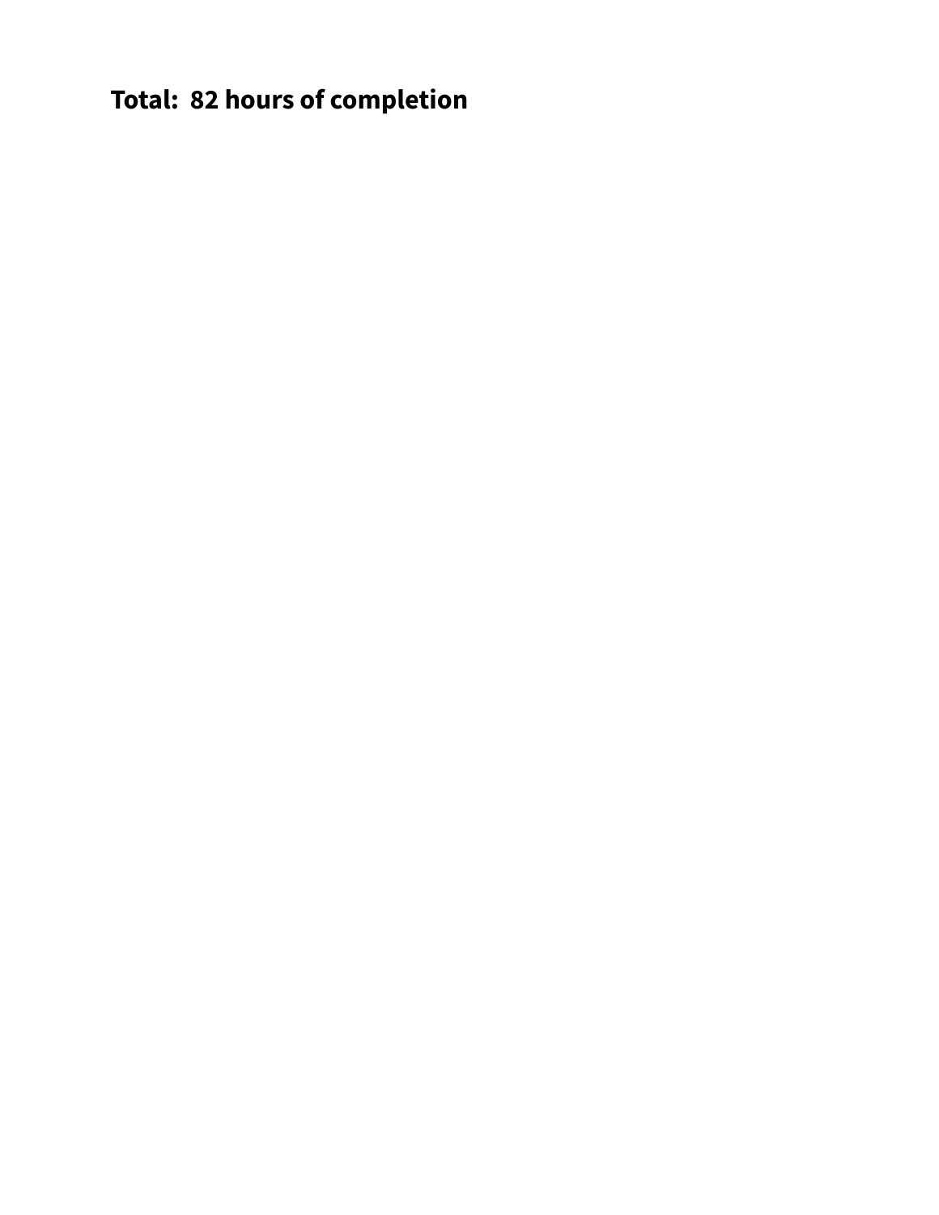**Total:  82 hours of completion**